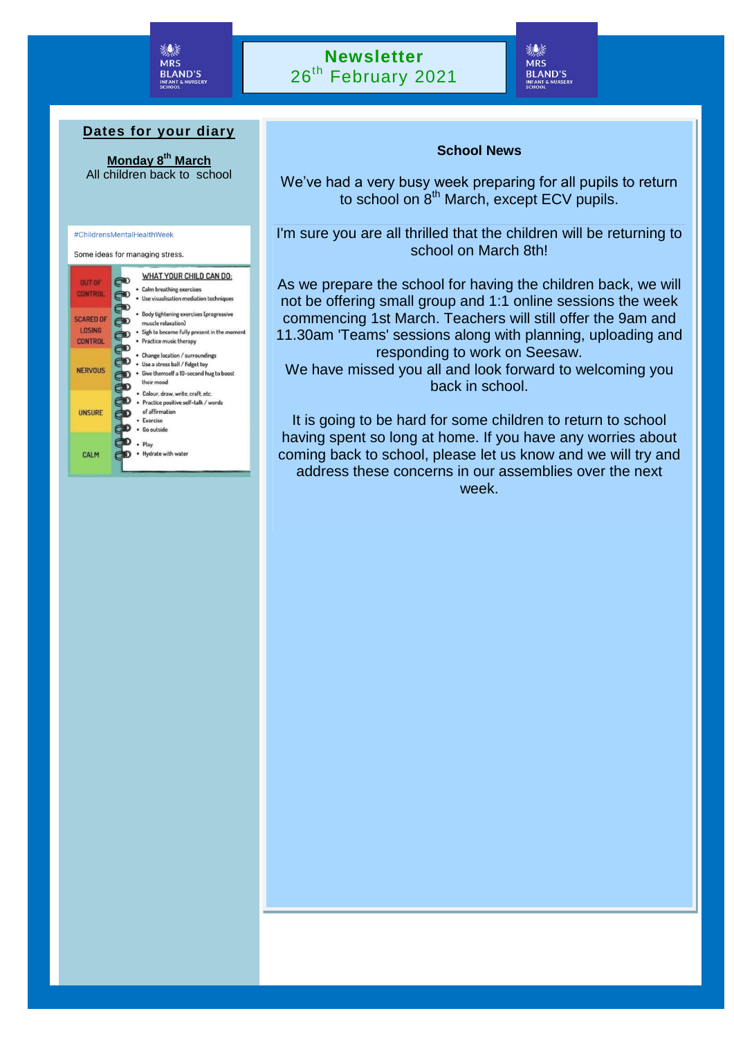MRS BLAND'S INFANT & NURSERY SCHOOL

# Newsletter

## 26th February 2021

### Dates for your diary

**Monday 8th March**
All children back to school

#ChildrensMentalHealthWeek

Some ideas for managing stress.

| | WHAT YOUR CHILD CAN DO: |
|---|---|
| OUT OF CONTROL | • Calm breathing exercises<br>• Use visualisation mediation techniques |
| SCARED OF LOSING CONTROL | • Body tightening exercises (progressive muscle relaxation)<br>• Sigh to become fully present in the moment<br>• Practice music therapy |
| NERVOUS | • Change location / surroundings<br>• Use a stress ball / fidget toy<br>• Give themself a 10-second hug to boost their mood |
| UNSURE | • Colour, draw, write, craft, etc.<br>• Practice positive self-talk / words of affirmation<br>• Exercise<br>• Go outside |
| CALM | • Play<br>• Hydrate with water |

### School News

We've had a very busy week preparing for all pupils to return to school on 8th March, except ECV pupils.

I'm sure you are all thrilled that the children will be returning to school on March 8th!

As we prepare the school for having the children back, we will not be offering small group and 1:1 online sessions the week commencing 1st March. Teachers will still offer the 9am and 11.30am 'Teams' sessions along with planning, uploading and responding to work on Seesaw.
We have missed you all and look forward to welcoming you back in school.

It is going to be hard for some children to return to school having spent so long at home. If you have any worries about coming back to school, please let us know and we will try and address these concerns in our assemblies over the next week.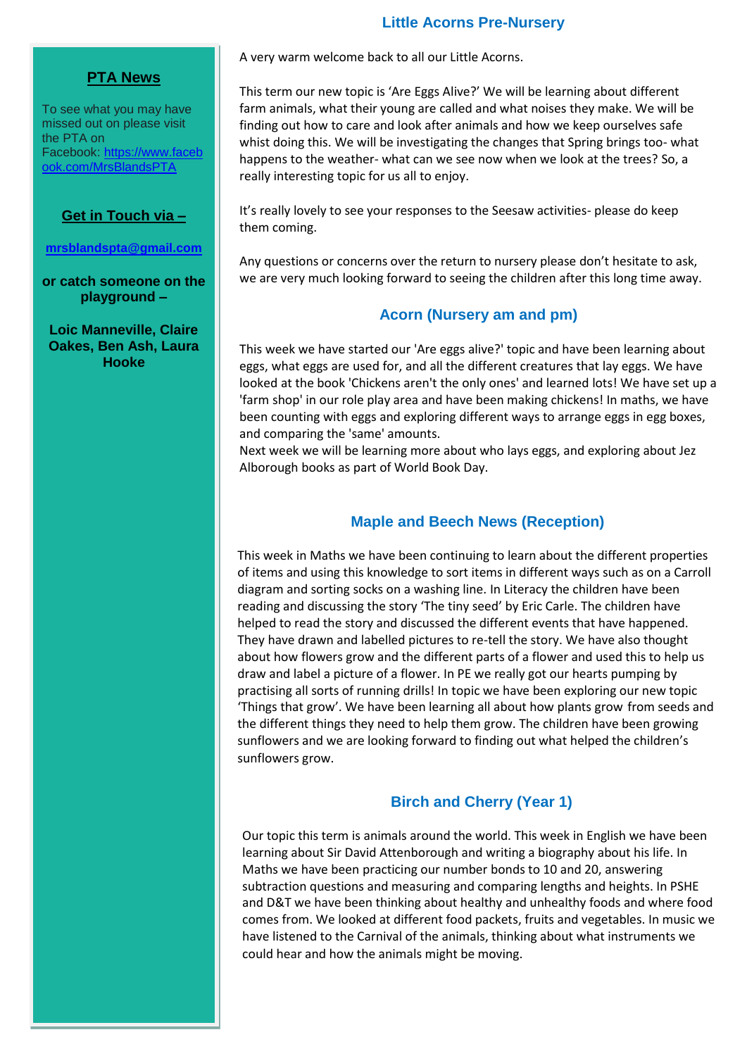## PTA News

To see what you may have missed out on please visit the PTA on Facebook: [https://www.facebook.com/MrsBlandsPTA](https://www.facebook.com/MrsBlandsPTA)

**Get in Touch via –**

**[mrsblandspta@gmail.com](mailto:mrsblandspta@gmail.com)**

**or catch someone on the playground –**

**Loic Manneville, Claire Oakes, Ben Ash, Laura Hooke**

## Little Acorns Pre-Nursery

A very warm welcome back to all our Little Acorns.

This term our new topic is 'Are Eggs Alive?' We will be learning about different farm animals, what their young are called and what noises they make. We will be finding out how to care and look after animals and how we keep ourselves safe whist doing this. We will be investigating the changes that Spring brings too- what happens to the weather- what can we see now when we look at the trees? So, a really interesting topic for us all to enjoy.

It's really lovely to see your responses to the Seesaw activities- please do keep them coming.

Any questions or concerns over the return to nursery please don't hesitate to ask, we are very much looking forward to seeing the children after this long time away.

## Acorn (Nursery am and pm)

This week we have started our 'Are eggs alive?' topic and have been learning about eggs, what eggs are used for, and all the different creatures that lay eggs. We have looked at the book 'Chickens aren't the only ones' and learned lots! We have set up a 'farm shop' in our role play area and have been making chickens! In maths, we have been counting with eggs and exploring different ways to arrange eggs in egg boxes, and comparing the 'same' amounts.
Next week we will be learning more about who lays eggs, and exploring about Jez Alborough books as part of World Book Day.

## Maple and Beech News (Reception)

This week in Maths we have been continuing to learn about the different properties of items and using this knowledge to sort items in different ways such as on a Carroll diagram and sorting socks on a washing line. In Literacy the children have been reading and discussing the story 'The tiny seed' by Eric Carle. The children have helped to read the story and discussed the different events that have happened. They have drawn and labelled pictures to re-tell the story. We have also thought about how flowers grow and the different parts of a flower and used this to help us draw and label a picture of a flower. In PE we really got our hearts pumping by practising all sorts of running drills! In topic we have been exploring our new topic 'Things that grow'. We have been learning all about how plants grow from seeds and the different things they need to help them grow. The children have been growing sunflowers and we are looking forward to finding out what helped the children's sunflowers grow.

## Birch and Cherry (Year 1)

Our topic this term is animals around the world. This week in English we have been learning about Sir David Attenborough and writing a biography about his life. In Maths we have been practicing our number bonds to 10 and 20, answering subtraction questions and measuring and comparing lengths and heights. In PSHE and D&T we have been thinking about healthy and unhealthy foods and where food comes from. We looked at different food packets, fruits and vegetables. In music we have listened to the Carnival of the animals, thinking about what instruments we could hear and how the animals might be moving.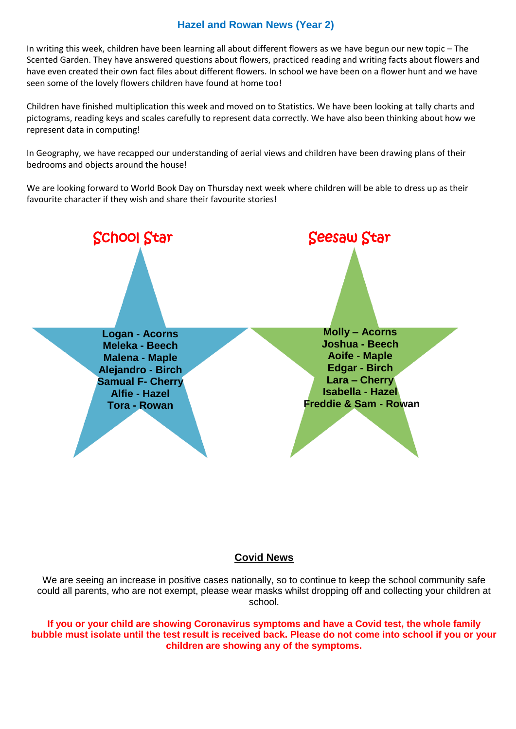## Hazel and Rowan News (Year 2)

In writing this week, children have been learning all about different flowers as we have begun our new topic – The Scented Garden. They have answered questions about flowers, practiced reading and writing facts about flowers and have even created their own fact files about different flowers. In school we have been on a flower hunt and we have seen some of the lovely flowers children have found at home too!

Children have finished multiplication this week and moved on to Statistics. We have been looking at tally charts and pictograms, reading keys and scales carefully to represent data correctly. We have also been thinking about how we represent data in computing!

In Geography, we have recapped our understanding of aerial views and children have been drawing plans of their bedrooms and objects around the house!

We are looking forward to World Book Day on Thursday next week where children will be able to dress up as their favourite character if they wish and share their favourite stories!

### School Star

**Logan - Acorns**
**Meleka - Beech**
**Malena - Maple**
**Alejandro - Birch**
**Samual F- Cherry**
**Alfie - Hazel**
**Tora - Rowan**

### Seesaw Star

**Molly – Acorns**
**Joshua - Beech**
**Aoife - Maple**
**Edgar - Birch**
**Lara – Cherry**
**Isabella - Hazel**
**Freddie & Sam - Rowan**

## Covid News

We are seeing an increase in positive cases nationally, so to continue to keep the school community safe could all parents, who are not exempt, please wear masks whilst dropping off and collecting your children at school.

**If you or your child are showing Coronavirus symptoms and have a Covid test, the whole family bubble must isolate until the test result is received back. Please do not come into school if you or your children are showing any of the symptoms.**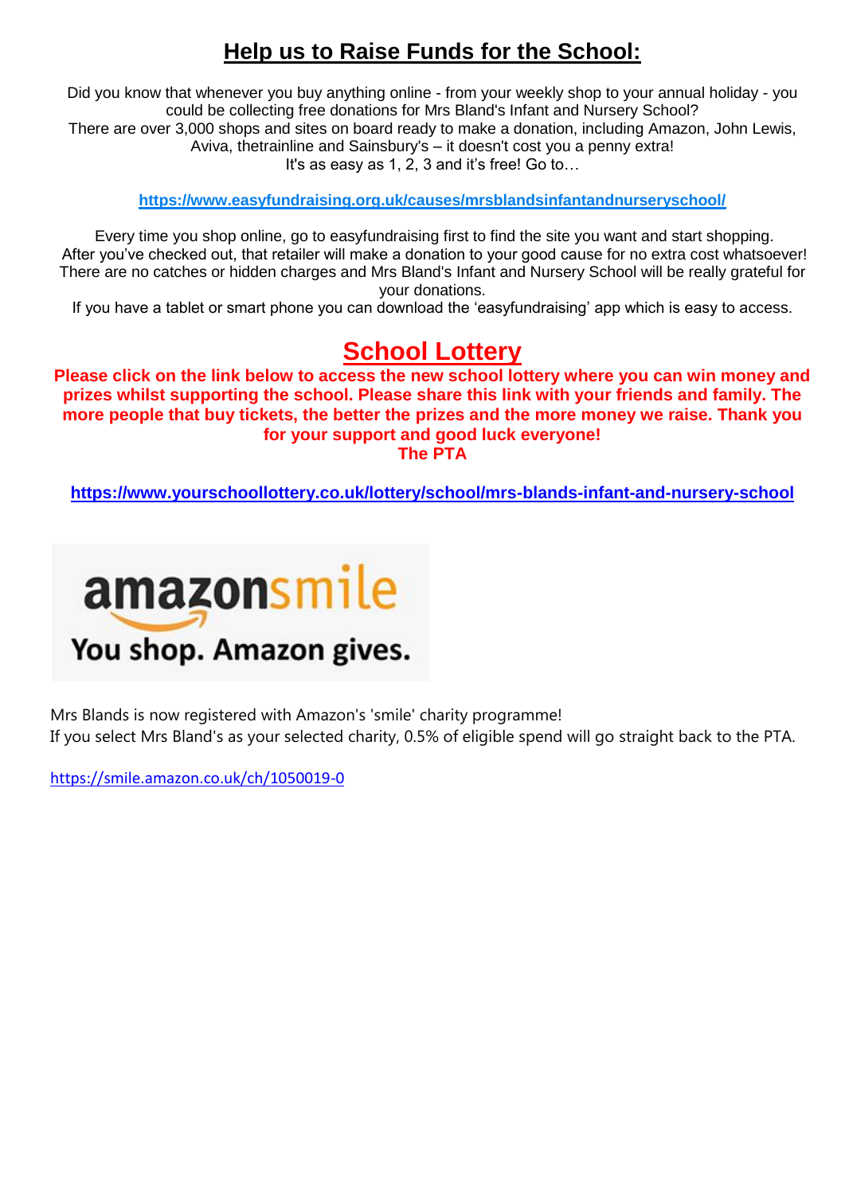## Help us to Raise Funds for the School:

Did you know that whenever you buy anything online - from your weekly shop to your annual holiday - you could be collecting free donations for Mrs Bland's Infant and Nursery School?
There are over 3,000 shops and sites on board ready to make a donation, including Amazon, John Lewis, Aviva, thetrainline and Sainsbury's – it doesn't cost you a penny extra!
It's as easy as 1, 2, 3 and it's free! Go to…

**https://www.easyfundraising.org.uk/causes/mrsblandsinfantandnurseryschool/**

Every time you shop online, go to easyfundraising first to find the site you want and start shopping.
After you've checked out, that retailer will make a donation to your good cause for no extra cost whatsoever!
There are no catches or hidden charges and Mrs Bland's Infant and Nursery School will be really grateful for your donations.
If you have a tablet or smart phone you can download the 'easyfundraising' app which is easy to access.

## School Lottery

**Please click on the link below to access the new school lottery where you can win money and prizes whilst supporting the school. Please share this link with your friends and family. The more people that buy tickets, the better the prizes and the more money we raise. Thank you for your support and good luck everyone!**
**The PTA**

**https://www.yourschoollottery.co.uk/lottery/school/mrs-blands-infant-and-nursery-school**

amazonsmile
You shop. Amazon gives.

Mrs Blands is now registered with Amazon's 'smile' charity programme!
If you select Mrs Bland's as your selected charity, 0.5% of eligible spend will go straight back to the PTA.

https://smile.amazon.co.uk/ch/1050019-0